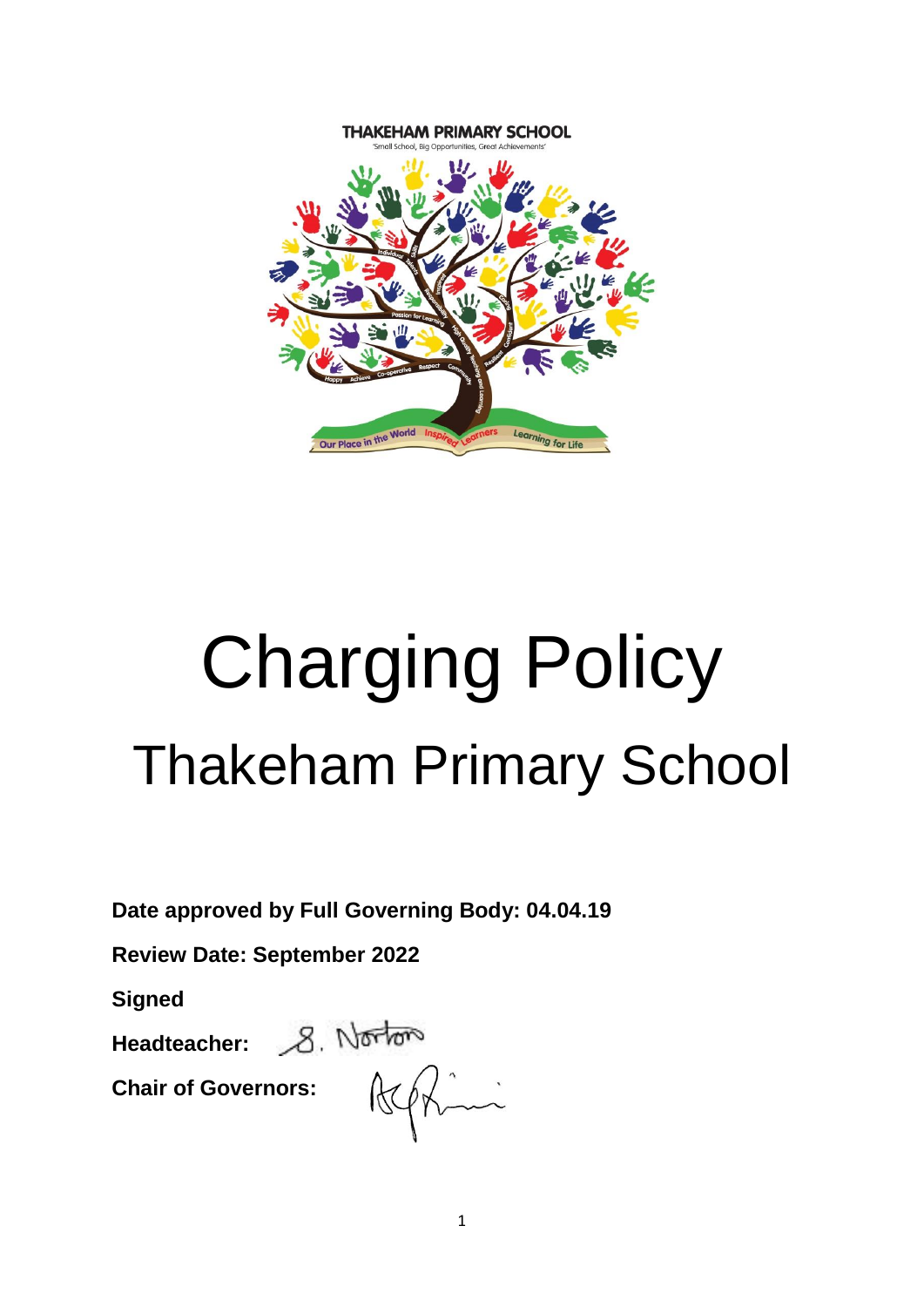THAKEHAM PRIMARY SCHOOL

'Small School, Big Opportunities, Great Achievements'

# Charging Policy

## Thakeham Primary School

**Date approved by Full Governing Body: 04.04.19**

**Review Date: September 2022**

**Signed**

**Headteacher:** S. Norton

**Chair of Governors:**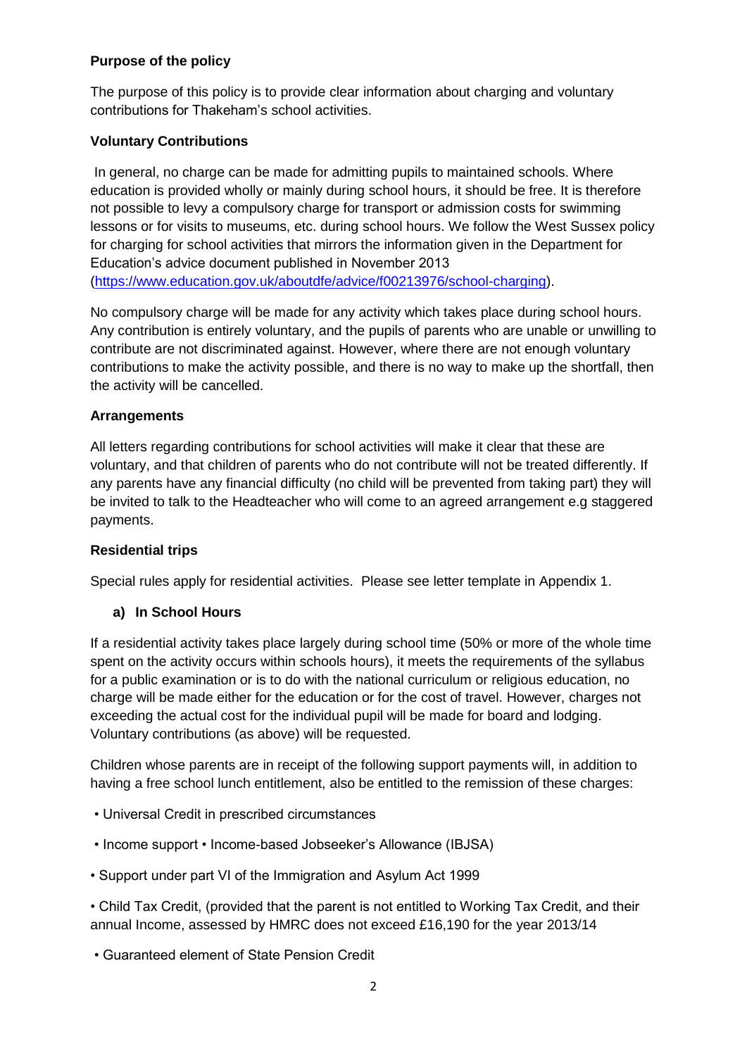### Purpose of the policy

The purpose of this policy is to provide clear information about charging and voluntary contributions for Thakeham's school activities.

### Voluntary Contributions

In general, no charge can be made for admitting pupils to maintained schools. Where education is provided wholly or mainly during school hours, it should be free. It is therefore not possible to levy a compulsory charge for transport or admission costs for swimming lessons or for visits to museums, etc. during school hours. We follow the West Sussex policy for charging for school activities that mirrors the information given in the Department for Education's advice document published in November 2013 (https://www.education.gov.uk/aboutdfe/advice/f00213976/school-charging).

No compulsory charge will be made for any activity which takes place during school hours. Any contribution is entirely voluntary, and the pupils of parents who are unable or unwilling to contribute are not discriminated against. However, where there are not enough voluntary contributions to make the activity possible, and there is no way to make up the shortfall, then the activity will be cancelled.

### Arrangements

All letters regarding contributions for school activities will make it clear that these are voluntary, and that children of parents who do not contribute will not be treated differently. If any parents have any financial difficulty (no child will be prevented from taking part) they will be invited to talk to the Headteacher who will come to an agreed arrangement e.g staggered payments.

### Residential trips

Special rules apply for residential activities. Please see letter template in Appendix 1.

#### a) In School Hours

If a residential activity takes place largely during school time (50% or more of the whole time spent on the activity occurs within schools hours), it meets the requirements of the syllabus for a public examination or is to do with the national curriculum or religious education, no charge will be made either for the education or for the cost of travel. However, charges not exceeding the actual cost for the individual pupil will be made for board and lodging. Voluntary contributions (as above) will be requested.

Children whose parents are in receipt of the following support payments will, in addition to having a free school lunch entitlement, also be entitled to the remission of these charges:

- Universal Credit in prescribed circumstances
- Income support • Income-based Jobseeker's Allowance (IBJSA)
- Support under part VI of the Immigration and Asylum Act 1999
- Child Tax Credit, (provided that the parent is not entitled to Working Tax Credit, and their annual Income, assessed by HMRC does not exceed £16,190 for the year 2013/14
- Guaranteed element of State Pension Credit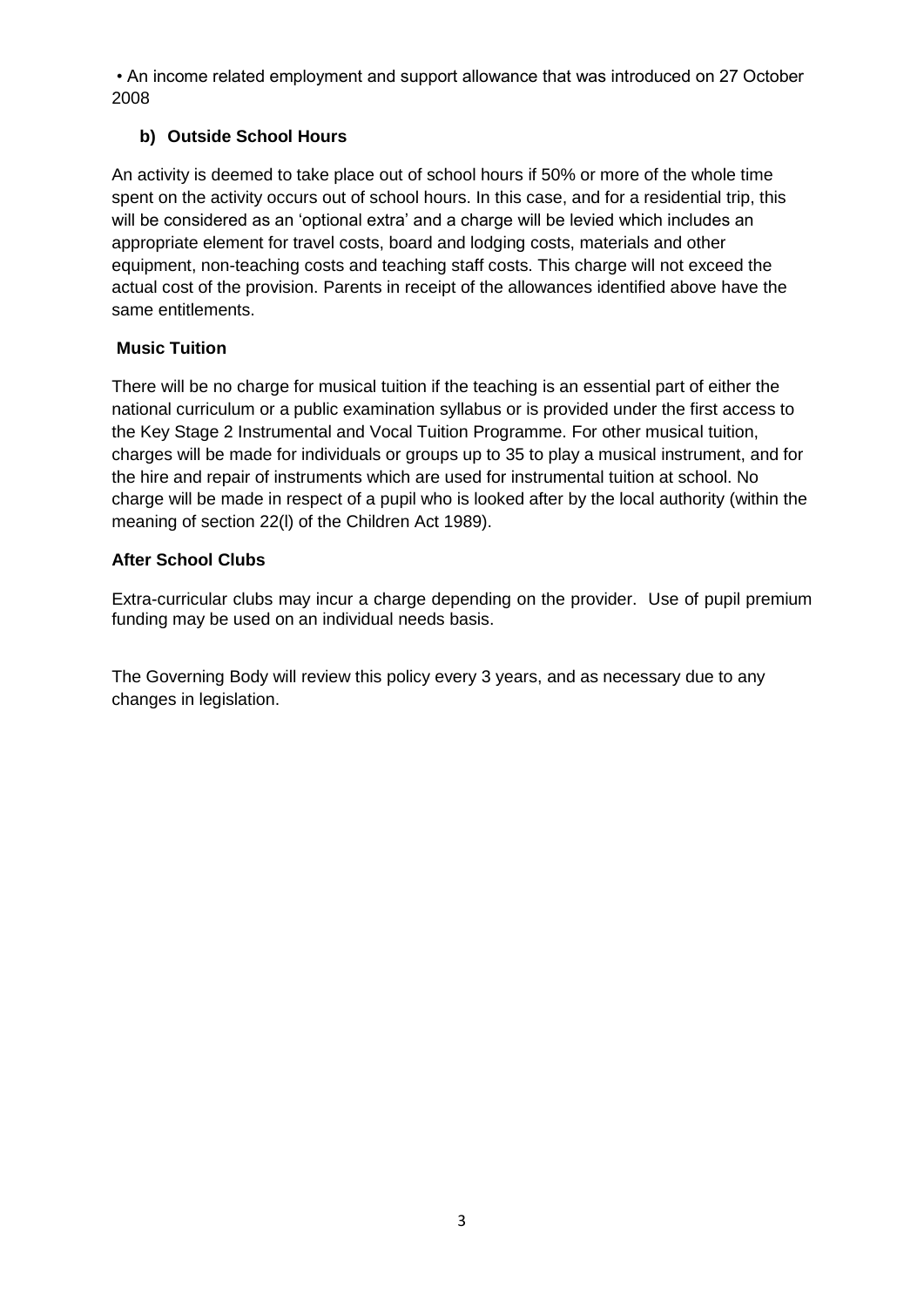• An income related employment and support allowance that was introduced on 27 October 2008

### b) Outside School Hours

An activity is deemed to take place out of school hours if 50% or more of the whole time spent on the activity occurs out of school hours. In this case, and for a residential trip, this will be considered as an 'optional extra' and a charge will be levied which includes an appropriate element for travel costs, board and lodging costs, materials and other equipment, non-teaching costs and teaching staff costs. This charge will not exceed the actual cost of the provision. Parents in receipt of the allowances identified above have the same entitlements.

### Music Tuition

There will be no charge for musical tuition if the teaching is an essential part of either the national curriculum or a public examination syllabus or is provided under the first access to the Key Stage 2 Instrumental and Vocal Tuition Programme. For other musical tuition, charges will be made for individuals or groups up to 35 to play a musical instrument, and for the hire and repair of instruments which are used for instrumental tuition at school. No charge will be made in respect of a pupil who is looked after by the local authority (within the meaning of section 22(l) of the Children Act 1989).

### After School Clubs

Extra-curricular clubs may incur a charge depending on the provider. Use of pupil premium funding may be used on an individual needs basis.

The Governing Body will review this policy every 3 years, and as necessary due to any changes in legislation.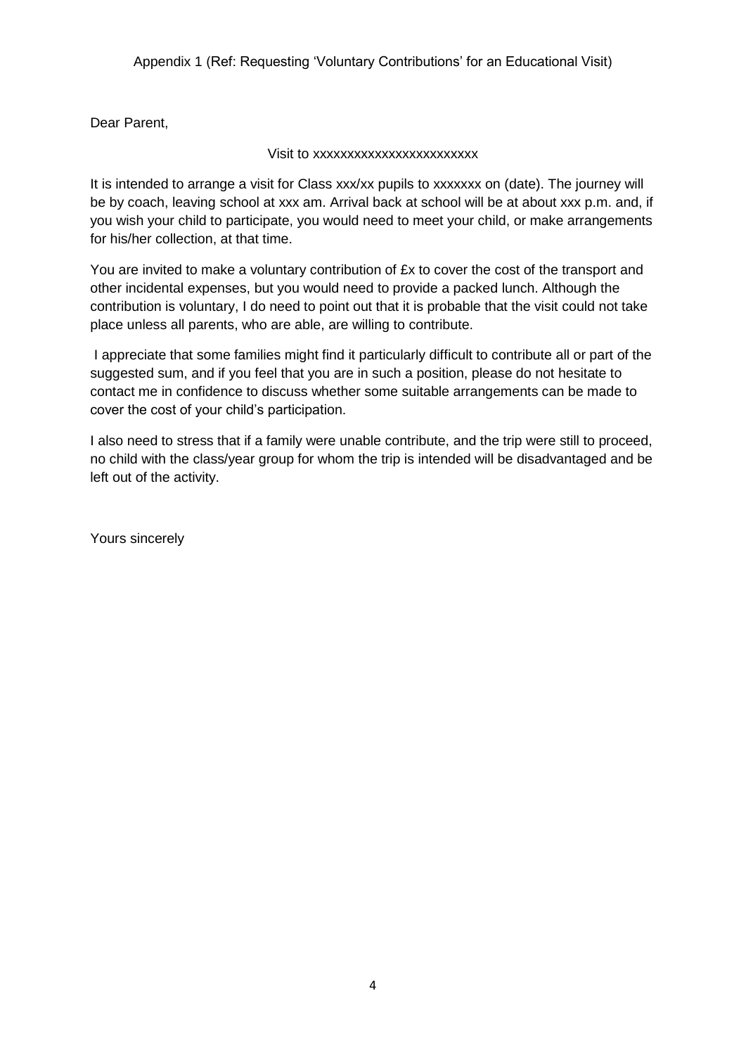Appendix 1 (Ref: Requesting 'Voluntary Contributions' for an Educational Visit)

Dear Parent,

Visit to xxxxxxxxxxxxxxxxxxxxxxxx

It is intended to arrange a visit for Class xxx/xx pupils to xxxxxxx on (date). The journey will be by coach, leaving school at xxx am. Arrival back at school will be at about xxx p.m. and, if you wish your child to participate, you would need to meet your child, or make arrangements for his/her collection, at that time.

You are invited to make a voluntary contribution of £x to cover the cost of the transport and other incidental expenses, but you would need to provide a packed lunch. Although the contribution is voluntary, I do need to point out that it is probable that the visit could not take place unless all parents, who are able, are willing to contribute.

I appreciate that some families might find it particularly difficult to contribute all or part of the suggested sum, and if you feel that you are in such a position, please do not hesitate to contact me in confidence to discuss whether some suitable arrangements can be made to cover the cost of your child's participation.

I also need to stress that if a family were unable contribute, and the trip were still to proceed, no child with the class/year group for whom the trip is intended will be disadvantaged and be left out of the activity.

Yours sincerely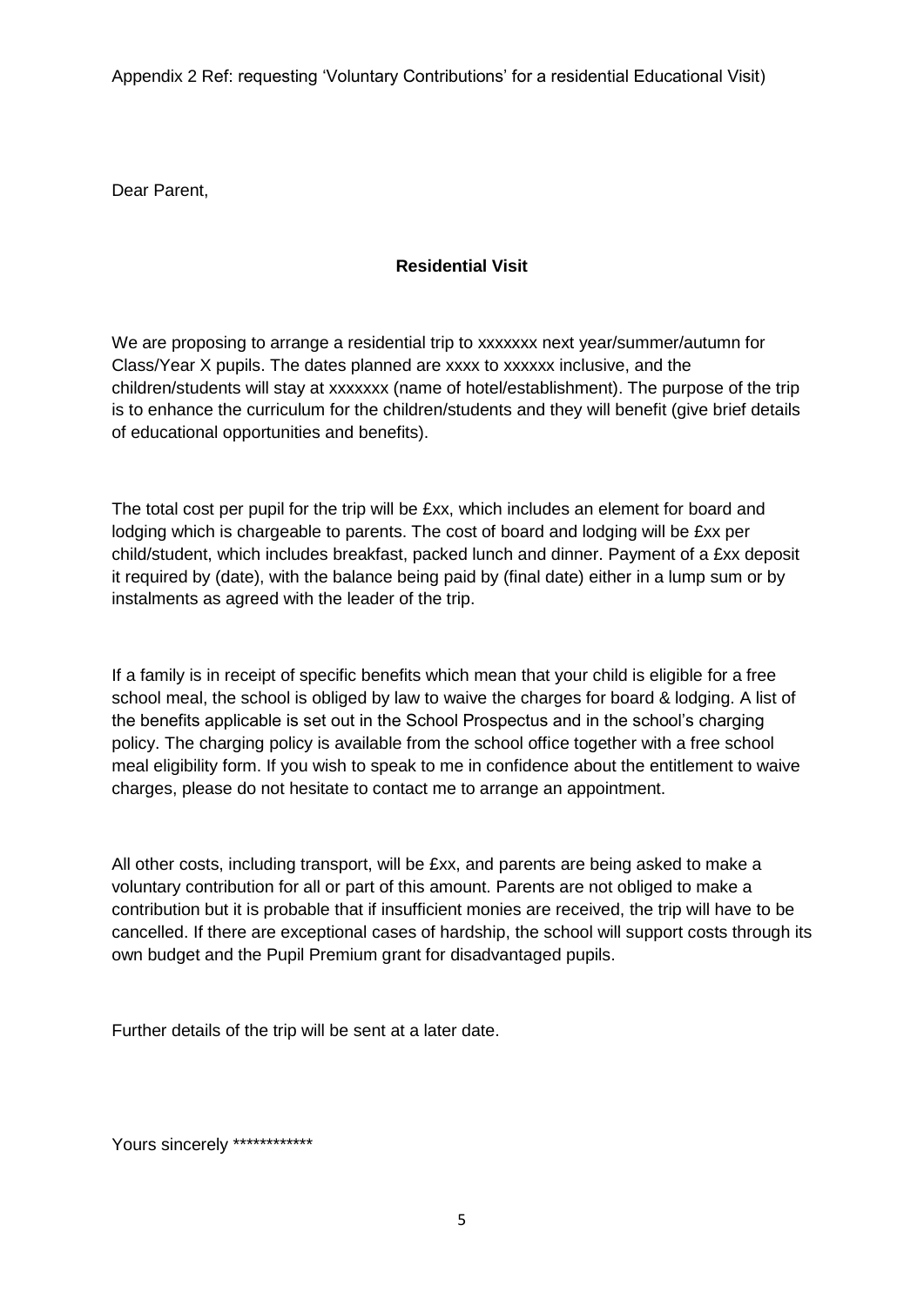Appendix 2 Ref: requesting 'Voluntary Contributions' for a residential Educational Visit)

Dear Parent,

**Residential Visit**

We are proposing to arrange a residential trip to xxxxxxx next year/summer/autumn for Class/Year X pupils. The dates planned are xxxx to xxxxxx inclusive, and the children/students will stay at xxxxxxx (name of hotel/establishment). The purpose of the trip is to enhance the curriculum for the children/students and they will benefit (give brief details of educational opportunities and benefits).

The total cost per pupil for the trip will be £xx, which includes an element for board and lodging which is chargeable to parents. The cost of board and lodging will be £xx per child/student, which includes breakfast, packed lunch and dinner. Payment of a £xx deposit it required by (date), with the balance being paid by (final date) either in a lump sum or by instalments as agreed with the leader of the trip.

If a family is in receipt of specific benefits which mean that your child is eligible for a free school meal, the school is obliged by law to waive the charges for board & lodging. A list of the benefits applicable is set out in the School Prospectus and in the school's charging policy. The charging policy is available from the school office together with a free school meal eligibility form. If you wish to speak to me in confidence about the entitlement to waive charges, please do not hesitate to contact me to arrange an appointment.

All other costs, including transport, will be £xx, and parents are being asked to make a voluntary contribution for all or part of this amount. Parents are not obliged to make a contribution but it is probable that if insufficient monies are received, the trip will have to be cancelled. If there are exceptional cases of hardship, the school will support costs through its own budget and the Pupil Premium grant for disadvantaged pupils.

Further details of the trip will be sent at a later date.

Yours sincerely ************